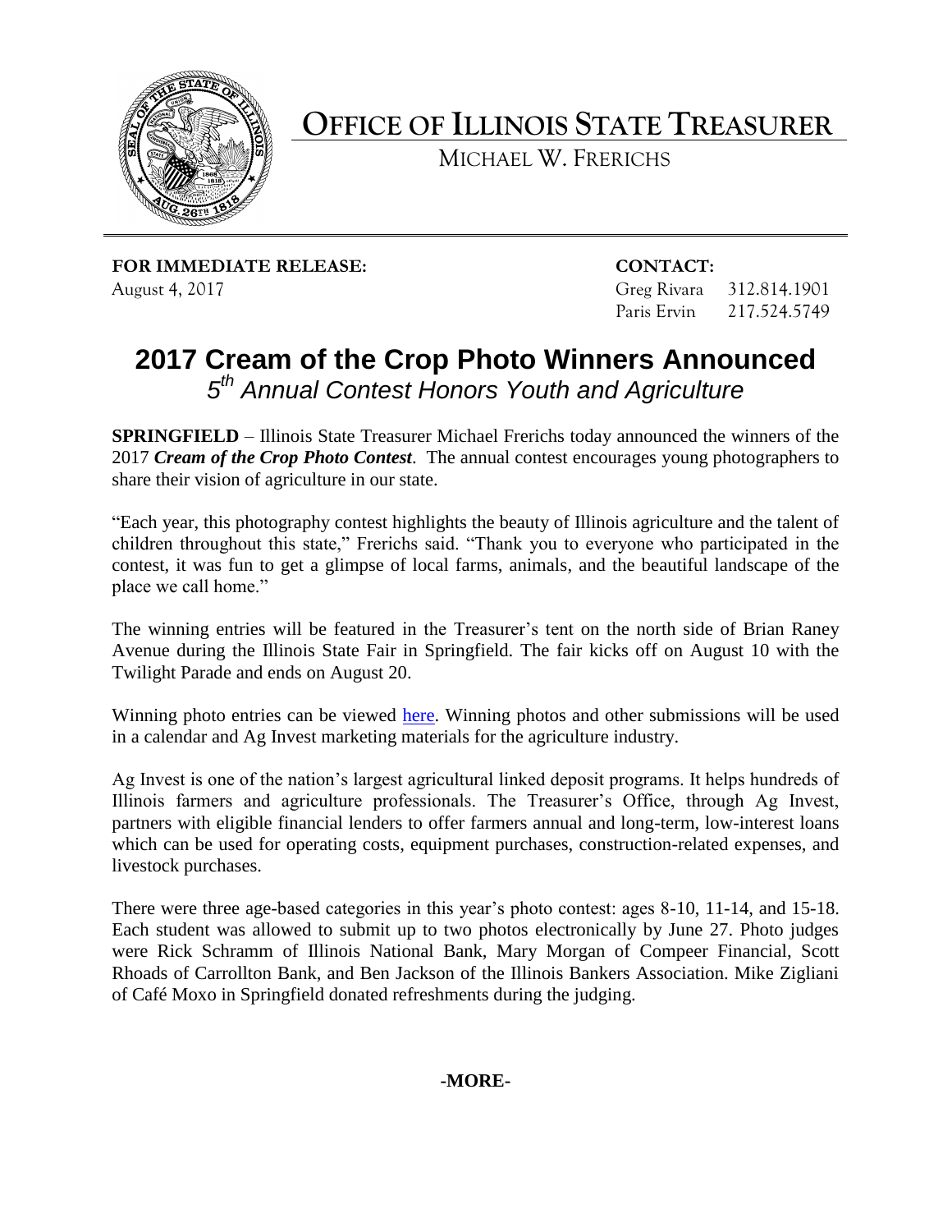# OFFICE OF ILLINOIS STATE TREASURER

MICHAEL W. FRERICHS

**FOR IMMEDIATE RELEASE:**
August 4, 2017

**CONTACT:**
Greg Rivara 312.814.1901
Paris Ervin 217.524.5749

## 2017 Cream of the Crop Photo Winners Announced

### *5th Annual Contest Honors Youth and Agriculture*

**SPRINGFIELD** – Illinois State Treasurer Michael Frerichs today announced the winners of the 2017 ***Cream of the Crop Photo Contest***. The annual contest encourages young photographers to share their vision of agriculture in our state.

"Each year, this photography contest highlights the beauty of Illinois agriculture and the talent of children throughout this state," Frerichs said. "Thank you to everyone who participated in the contest, it was fun to get a glimpse of local farms, animals, and the beautiful landscape of the place we call home."

The winning entries will be featured in the Treasurer's tent on the north side of Brian Raney Avenue during the Illinois State Fair in Springfield. The fair kicks off on August 10 with the Twilight Parade and ends on August 20.

Winning photo entries can be viewed here. Winning photos and other submissions will be used in a calendar and Ag Invest marketing materials for the agriculture industry.

Ag Invest is one of the nation's largest agricultural linked deposit programs. It helps hundreds of Illinois farmers and agriculture professionals. The Treasurer's Office, through Ag Invest, partners with eligible financial lenders to offer farmers annual and long-term, low-interest loans which can be used for operating costs, equipment purchases, construction-related expenses, and livestock purchases.

There were three age-based categories in this year's photo contest: ages 8-10, 11-14, and 15-18. Each student was allowed to submit up to two photos electronically by June 27. Photo judges were Rick Schramm of Illinois National Bank, Mary Morgan of Compeer Financial, Scott Rhoads of Carrollton Bank, and Ben Jackson of the Illinois Bankers Association. Mike Zigliani of Café Moxo in Springfield donated refreshments during the judging.

**-MORE-**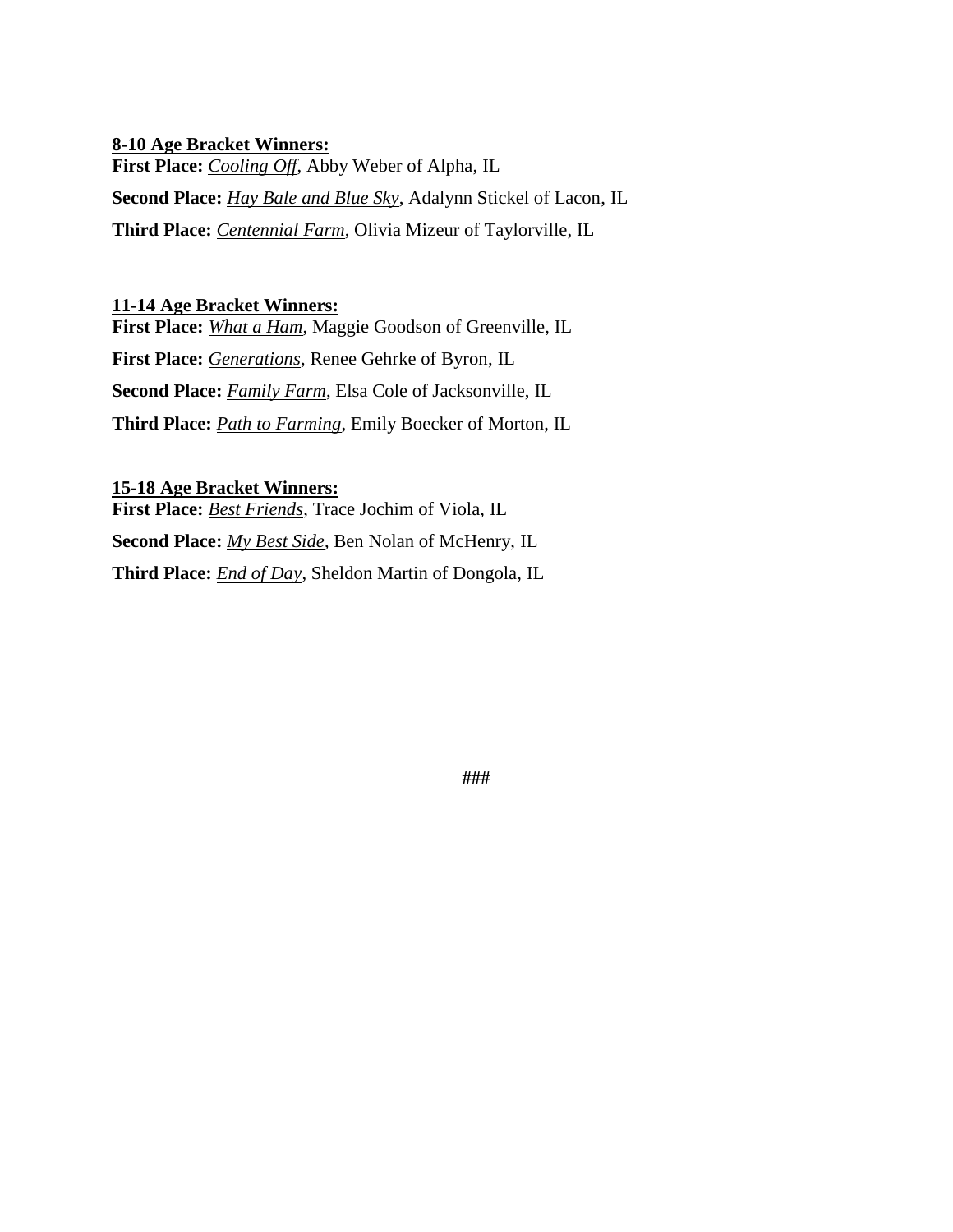**8-10 Age Bracket Winners:**

**First Place:** *Cooling Off*, Abby Weber of Alpha, IL

**Second Place:** *Hay Bale and Blue Sky*, Adalynn Stickel of Lacon, IL

**Third Place:** *Centennial Farm*, Olivia Mizeur of Taylorville, IL

**11-14 Age Bracket Winners:**

**First Place:** *What a Ham*, Maggie Goodson of Greenville, IL

**First Place:** *Generations*, Renee Gehrke of Byron, IL

**Second Place:** *Family Farm*, Elsa Cole of Jacksonville, IL

**Third Place:** *Path to Farming*, Emily Boecker of Morton, IL

**15-18 Age Bracket Winners:**

**First Place:** *Best Friends*, Trace Jochim of Viola, IL

**Second Place:** *My Best Side*, Ben Nolan of McHenry, IL

**Third Place:** *End of Day*, Sheldon Martin of Dongola, IL

**###**